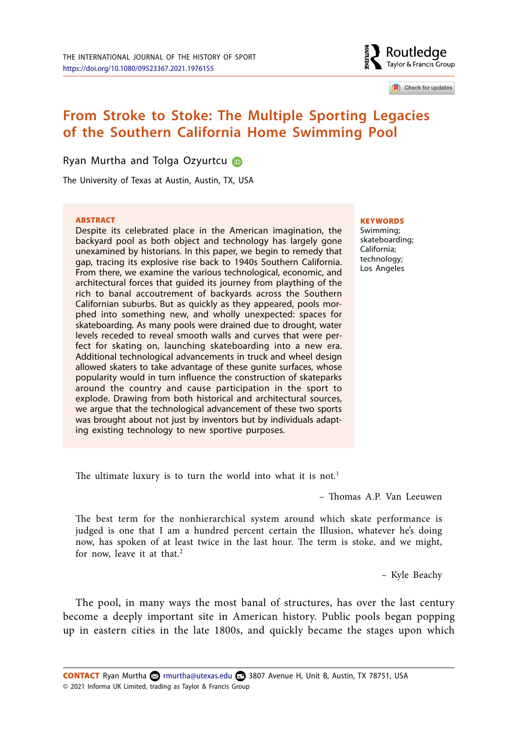# From Stroke to Stoke: The Multiple Sporting Legacies of the Southern California Home Swimming Pool

Ryan Murtha and Tolga Ozyurtcu

The University of Texas at Austin, Austin, TX, USA

**ABSTRACT**

Despite its celebrated place in the American imagination, the backyard pool as both object and technology has largely gone unexamined by historians. In this paper, we begin to remedy that gap, tracing its explosive rise back to 1940s Southern California. From there, we examine the various technological, economic, and architectural forces that guided its journey from plaything of the rich to banal accoutrement of backyards across the Southern Californian suburbs. But as quickly as they appeared, pools morphed into something new, and wholly unexpected: spaces for skateboarding. As many pools were drained due to drought, water levels receded to reveal smooth walls and curves that were perfect for skating on, launching skateboarding into a new era. Additional technological advancements in truck and wheel design allowed skaters to take advantage of these gunite surfaces, whose popularity would in turn influence the construction of skateparks around the country and cause participation in the sport to explode. Drawing from both historical and architectural sources, we argue that the technological advancement of these two sports was brought about not just by inventors but by individuals adapting existing technology to new sportive purposes.

**KEYWORDS**

Swimming; skateboarding; California; technology; Los Angeles

> The ultimate luxury is to turn the world into what it is not.[1]
>
> – Thomas A.P. Van Leeuwen

> The best term for the nonhierarchical system around which skate performance is judged is one that I am a hundred percent certain the Illusion, whatever he's doing now, has spoken of at least twice in the last hour. The term is stoke, and we might, for now, leave it at that.[2]
>
> – Kyle Beachy

The pool, in many ways the most banal of structures, has over the last century become a deeply important site in American history. Public pools began popping up in eastern cities in the late 1800s, and quickly became the stages upon which

**CONTACT** Ryan Murtha rmurtha@utexas.edu 3807 Avenue H, Unit B, Austin, TX 78751, USA

© 2021 Informa UK Limited, trading as Taylor & Francis Group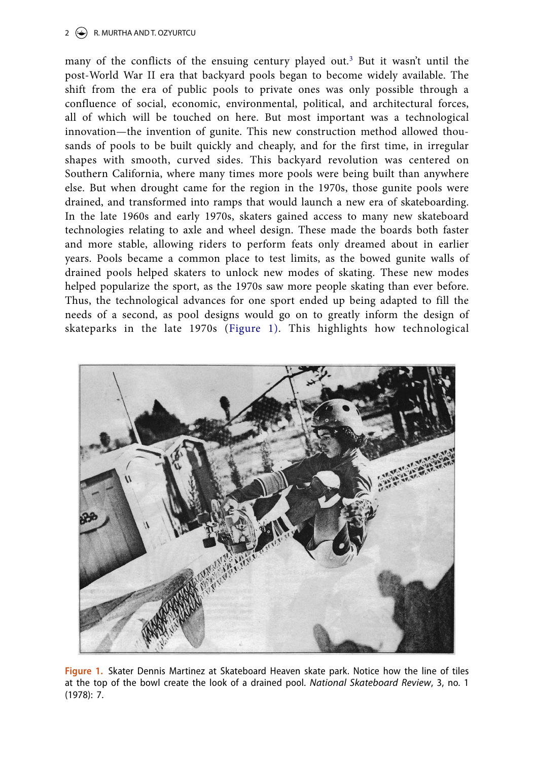many of the conflicts of the ensuing century played out.[3] But it wasn't until the post-World War II era that backyard pools began to become widely available. The shift from the era of public pools to private ones was only possible through a confluence of social, economic, environmental, political, and architectural forces, all of which will be touched on here. But most important was a technological innovation—the invention of gunite. This new construction method allowed thousands of pools to be built quickly and cheaply, and for the first time, in irregular shapes with smooth, curved sides. This backyard revolution was centered on Southern California, where many times more pools were being built than anywhere else. But when drought came for the region in the 1970s, those gunite pools were drained, and transformed into ramps that would launch a new era of skateboarding. In the late 1960s and early 1970s, skaters gained access to many new skateboard technologies relating to axle and wheel design. These made the boards both faster and more stable, allowing riders to perform feats only dreamed about in earlier years. Pools became a common place to test limits, as the bowed gunite walls of drained pools helped skaters to unlock new modes of skating. These new modes helped popularize the sport, as the 1970s saw more people skating than ever before. Thus, the technological advances for one sport ended up being adapted to fill the needs of a second, as pool designs would go on to greatly inform the design of skateparks in the late 1970s (Figure 1). This highlights how technological

**Figure 1.** Skater Dennis Martinez at Skateboard Heaven skate park. Notice how the line of tiles at the top of the bowl create the look of a drained pool. *National Skateboard Review*, 3, no. 1 (1978): 7.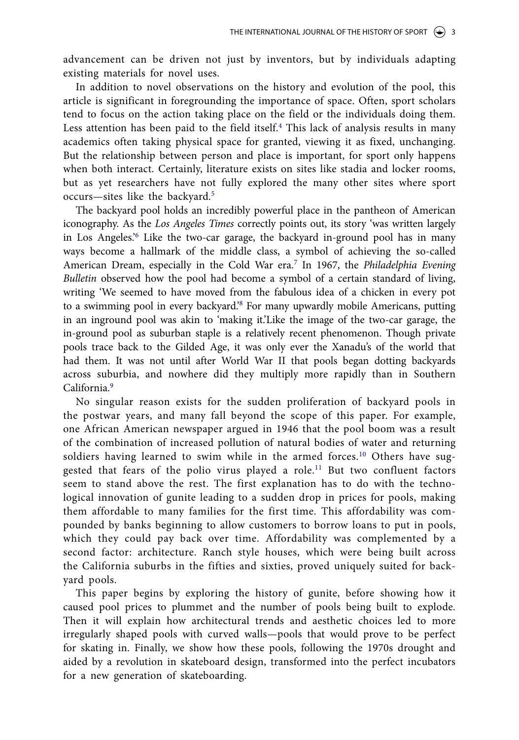advancement can be driven not just by inventors, but by individuals adapting existing materials for novel uses.

In addition to novel observations on the history and evolution of the pool, this article is significant in foregrounding the importance of space. Often, sport scholars tend to focus on the action taking place on the field or the individuals doing them. Less attention has been paid to the field itself.[4] This lack of analysis results in many academics often taking physical space for granted, viewing it as fixed, unchanging. But the relationship between person and place is important, for sport only happens when both interact. Certainly, literature exists on sites like stadia and locker rooms, but as yet researchers have not fully explored the many other sites where sport occurs—sites like the backyard.[5]

The backyard pool holds an incredibly powerful place in the pantheon of American iconography. As the *Los Angeles Times* correctly points out, its story 'was written largely in Los Angeles.'[6] Like the two-car garage, the backyard in-ground pool has in many ways become a hallmark of the middle class, a symbol of achieving the so-called American Dream, especially in the Cold War era.[7] In 1967, the *Philadelphia Evening Bulletin* observed how the pool had become a symbol of a certain standard of living, writing 'We seemed to have moved from the fabulous idea of a chicken in every pot to a swimming pool in every backyard.'[8] For many upwardly mobile Americans, putting in an inground pool was akin to 'making it.'Like the image of the two-car garage, the in-ground pool as suburban staple is a relatively recent phenomenon. Though private pools trace back to the Gilded Age, it was only ever the Xanadu's of the world that had them. It was not until after World War II that pools began dotting backyards across suburbia, and nowhere did they multiply more rapidly than in Southern California.[9]

No singular reason exists for the sudden proliferation of backyard pools in the postwar years, and many fall beyond the scope of this paper. For example, one African American newspaper argued in 1946 that the pool boom was a result of the combination of increased pollution of natural bodies of water and returning soldiers having learned to swim while in the armed forces.[10] Others have suggested that fears of the polio virus played a role.[11] But two confluent factors seem to stand above the rest. The first explanation has to do with the technological innovation of gunite leading to a sudden drop in prices for pools, making them affordable to many families for the first time. This affordability was compounded by banks beginning to allow customers to borrow loans to put in pools, which they could pay back over time. Affordability was complemented by a second factor: architecture. Ranch style houses, which were being built across the California suburbs in the fifties and sixties, proved uniquely suited for backyard pools.

This paper begins by exploring the history of gunite, before showing how it caused pool prices to plummet and the number of pools being built to explode. Then it will explain how architectural trends and aesthetic choices led to more irregularly shaped pools with curved walls—pools that would prove to be perfect for skating in. Finally, we show how these pools, following the 1970s drought and aided by a revolution in skateboard design, transformed into the perfect incubators for a new generation of skateboarding.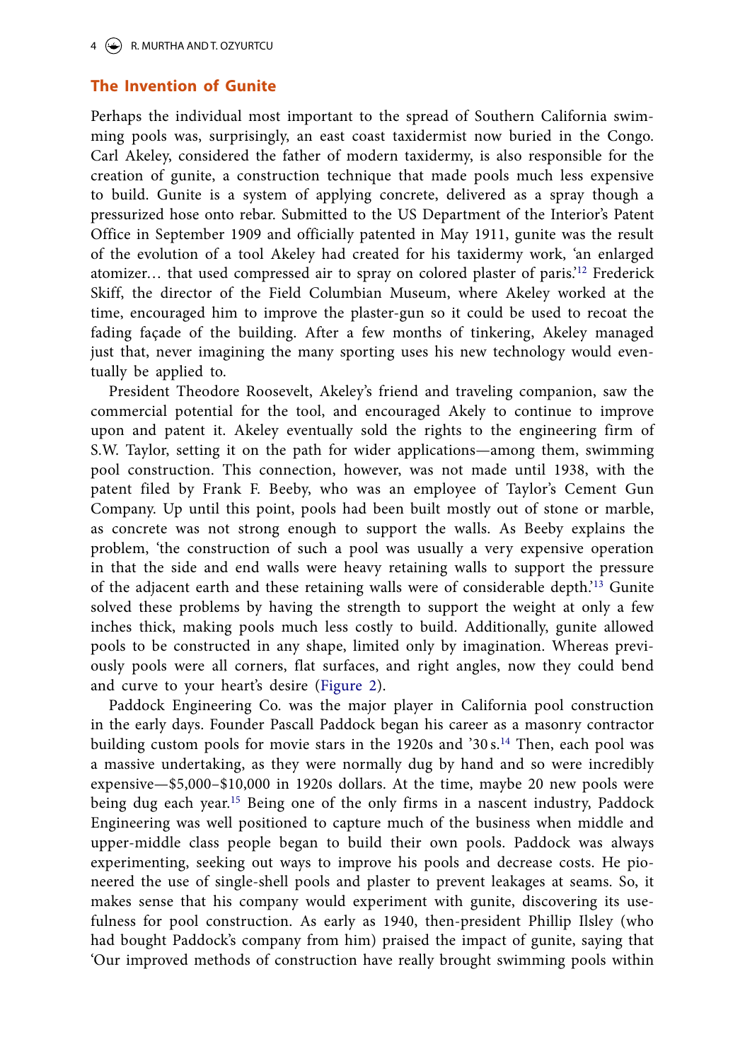## The Invention of Gunite

Perhaps the individual most important to the spread of Southern California swimming pools was, surprisingly, an east coast taxidermist now buried in the Congo. Carl Akeley, considered the father of modern taxidermy, is also responsible for the creation of gunite, a construction technique that made pools much less expensive to build. Gunite is a system of applying concrete, delivered as a spray though a pressurized hose onto rebar. Submitted to the US Department of the Interior's Patent Office in September 1909 and officially patented in May 1911, gunite was the result of the evolution of a tool Akeley had created for his taxidermy work, 'an enlarged atomizer… that used compressed air to spray on colored plaster of paris.'[12] Frederick Skiff, the director of the Field Columbian Museum, where Akeley worked at the time, encouraged him to improve the plaster-gun so it could be used to recoat the fading façade of the building. After a few months of tinkering, Akeley managed just that, never imagining the many sporting uses his new technology would eventually be applied to.

President Theodore Roosevelt, Akeley's friend and traveling companion, saw the commercial potential for the tool, and encouraged Akely to continue to improve upon and patent it. Akeley eventually sold the rights to the engineering firm of S.W. Taylor, setting it on the path for wider applications—among them, swimming pool construction. This connection, however, was not made until 1938, with the patent filed by Frank F. Beeby, who was an employee of Taylor's Cement Gun Company. Up until this point, pools had been built mostly out of stone or marble, as concrete was not strong enough to support the walls. As Beeby explains the problem, 'the construction of such a pool was usually a very expensive operation in that the side and end walls were heavy retaining walls to support the pressure of the adjacent earth and these retaining walls were of considerable depth.'[13] Gunite solved these problems by having the strength to support the weight at only a few inches thick, making pools much less costly to build. Additionally, gunite allowed pools to be constructed in any shape, limited only by imagination. Whereas previously pools were all corners, flat surfaces, and right angles, now they could bend and curve to your heart's desire (Figure 2).

Paddock Engineering Co. was the major player in California pool construction in the early days. Founder Pascall Paddock began his career as a masonry contractor building custom pools for movie stars in the 1920s and '30 s.[14] Then, each pool was a massive undertaking, as they were normally dug by hand and so were incredibly expensive—$5,000–$10,000 in 1920s dollars. At the time, maybe 20 new pools were being dug each year.[15] Being one of the only firms in a nascent industry, Paddock Engineering was well positioned to capture much of the business when middle and upper-middle class people began to build their own pools. Paddock was always experimenting, seeking out ways to improve his pools and decrease costs. He pioneered the use of single-shell pools and plaster to prevent leakages at seams. So, it makes sense that his company would experiment with gunite, discovering its usefulness for pool construction. As early as 1940, then-president Phillip Ilsley (who had bought Paddock's company from him) praised the impact of gunite, saying that 'Our improved methods of construction have really brought swimming pools within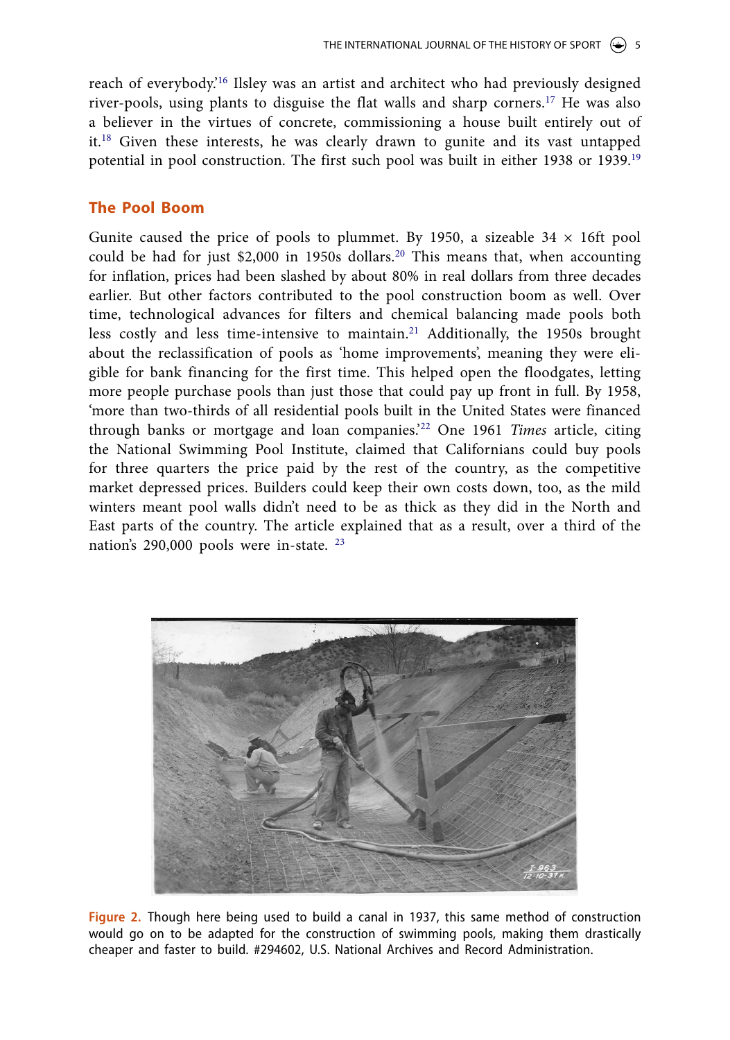reach of everybody.'[16] Ilsley was an artist and architect who had previously designed river-pools, using plants to disguise the flat walls and sharp corners.[17] He was also a believer in the virtues of concrete, commissioning a house built entirely out of it.[18] Given these interests, he was clearly drawn to gunite and its vast untapped potential in pool construction. The first such pool was built in either 1938 or 1939.[19]

## The Pool Boom

Gunite caused the price of pools to plummet. By 1950, a sizeable 34 × 16ft pool could be had for just $2,000 in 1950s dollars.[20] This means that, when accounting for inflation, prices had been slashed by about 80% in real dollars from three decades earlier. But other factors contributed to the pool construction boom as well. Over time, technological advances for filters and chemical balancing made pools both less costly and less time-intensive to maintain.[21] Additionally, the 1950s brought about the reclassification of pools as 'home improvements', meaning they were eligible for bank financing for the first time. This helped open the floodgates, letting more people purchase pools than just those that could pay up front in full. By 1958, 'more than two-thirds of all residential pools built in the United States were financed through banks or mortgage and loan companies.'[22] One 1961 *Times* article, citing the National Swimming Pool Institute, claimed that Californians could buy pools for three quarters the price paid by the rest of the country, as the competitive market depressed prices. Builders could keep their own costs down, too, as the mild winters meant pool walls didn't need to be as thick as they did in the North and East parts of the country. The article explained that as a result, over a third of the nation's 290,000 pools were in-state. [23]

**Figure 2.** Though here being used to build a canal in 1937, this same method of construction would go on to be adapted for the construction of swimming pools, making them drastically cheaper and faster to build. #294602, U.S. National Archives and Record Administration.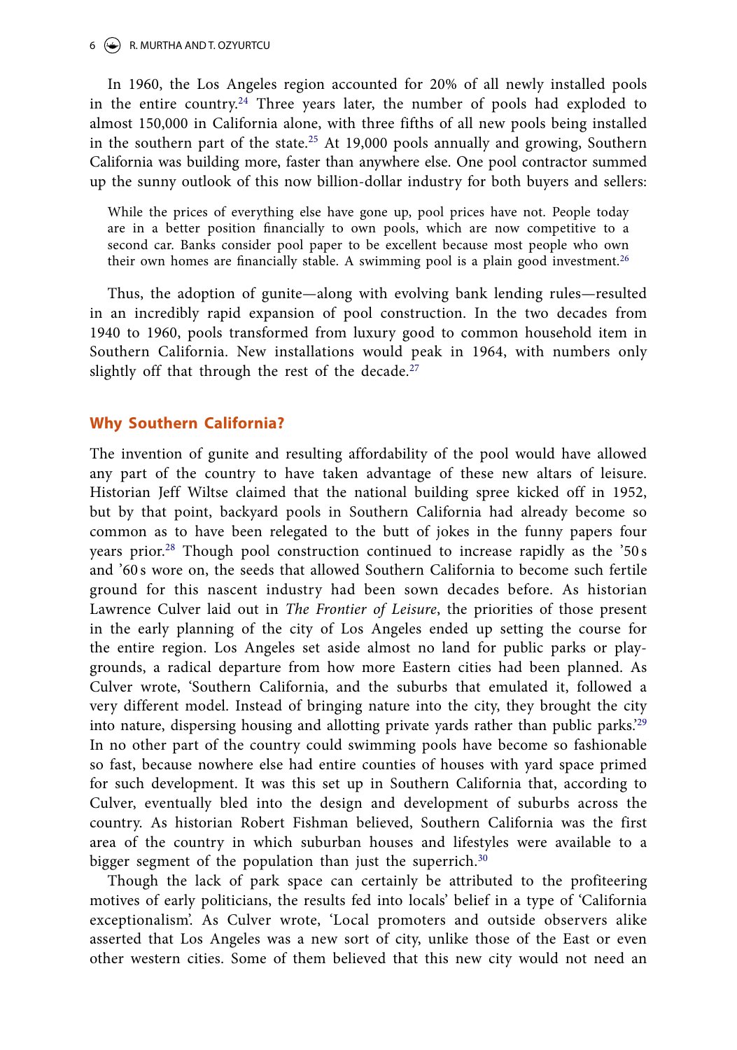In 1960, the Los Angeles region accounted for 20% of all newly installed pools in the entire country.[24] Three years later, the number of pools had exploded to almost 150,000 in California alone, with three fifths of all new pools being installed in the southern part of the state.[25] At 19,000 pools annually and growing, Southern California was building more, faster than anywhere else. One pool contractor summed up the sunny outlook of this now billion-dollar industry for both buyers and sellers:

> While the prices of everything else have gone up, pool prices have not. People today are in a better position financially to own pools, which are now competitive to a second car. Banks consider pool paper to be excellent because most people who own their own homes are financially stable. A swimming pool is a plain good investment.[26]

Thus, the adoption of gunite—along with evolving bank lending rules—resulted in an incredibly rapid expansion of pool construction. In the two decades from 1940 to 1960, pools transformed from luxury good to common household item in Southern California. New installations would peak in 1964, with numbers only slightly off that through the rest of the decade.[27]

## Why Southern California?

The invention of gunite and resulting affordability of the pool would have allowed any part of the country to have taken advantage of these new altars of leisure. Historian Jeff Wiltse claimed that the national building spree kicked off in 1952, but by that point, backyard pools in Southern California had already become so common as to have been relegated to the butt of jokes in the funny papers four years prior.[28] Though pool construction continued to increase rapidly as the '50 s and '60 s wore on, the seeds that allowed Southern California to become such fertile ground for this nascent industry had been sown decades before. As historian Lawrence Culver laid out in *The Frontier of Leisure*, the priorities of those present in the early planning of the city of Los Angeles ended up setting the course for the entire region. Los Angeles set aside almost no land for public parks or playgrounds, a radical departure from how more Eastern cities had been planned. As Culver wrote, 'Southern California, and the suburbs that emulated it, followed a very different model. Instead of bringing nature into the city, they brought the city into nature, dispersing housing and allotting private yards rather than public parks.'[29] In no other part of the country could swimming pools have become so fashionable so fast, because nowhere else had entire counties of houses with yard space primed for such development. It was this set up in Southern California that, according to Culver, eventually bled into the design and development of suburbs across the country. As historian Robert Fishman believed, Southern California was the first area of the country in which suburban houses and lifestyles were available to a bigger segment of the population than just the superrich.[30]

Though the lack of park space can certainly be attributed to the profiteering motives of early politicians, the results fed into locals' belief in a type of 'California exceptionalism'. As Culver wrote, 'Local promoters and outside observers alike asserted that Los Angeles was a new sort of city, unlike those of the East or even other western cities. Some of them believed that this new city would not need an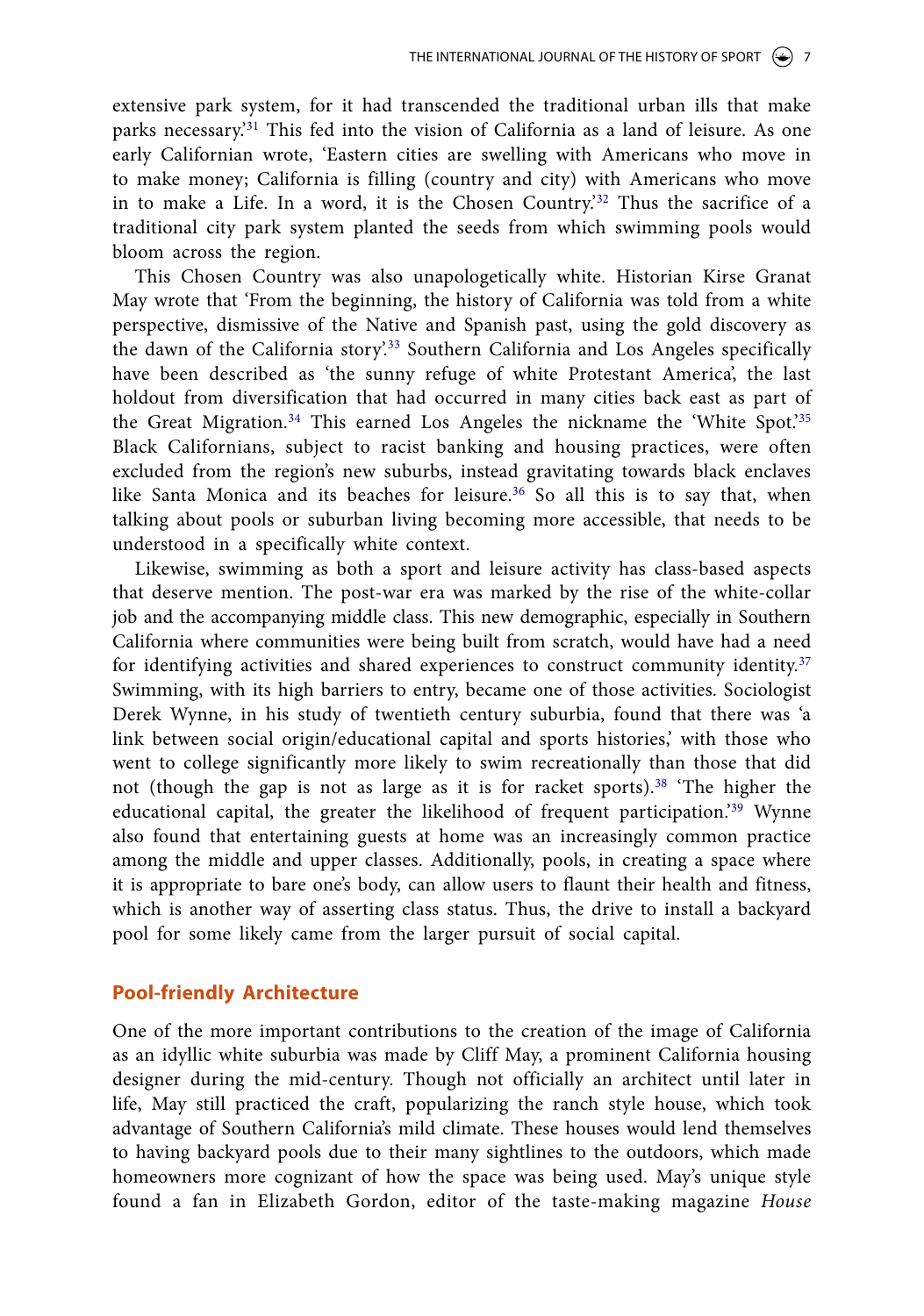extensive park system, for it had transcended the traditional urban ills that make parks necessary.'[31] This fed into the vision of California as a land of leisure. As one early Californian wrote, 'Eastern cities are swelling with Americans who move in to make money; California is filling (country and city) with Americans who move in to make a Life. In a word, it is the Chosen Country.'[32] Thus the sacrifice of a traditional city park system planted the seeds from which swimming pools would bloom across the region.

This Chosen Country was also unapologetically white. Historian Kirse Granat May wrote that 'From the beginning, the history of California was told from a white perspective, dismissive of the Native and Spanish past, using the gold discovery as the dawn of the California story'.[33] Southern California and Los Angeles specifically have been described as 'the sunny refuge of white Protestant America', the last holdout from diversification that had occurred in many cities back east as part of the Great Migration.[34] This earned Los Angeles the nickname the 'White Spot.'[35] Black Californians, subject to racist banking and housing practices, were often excluded from the region's new suburbs, instead gravitating towards black enclaves like Santa Monica and its beaches for leisure.[36] So all this is to say that, when talking about pools or suburban living becoming more accessible, that needs to be understood in a specifically white context.

Likewise, swimming as both a sport and leisure activity has class-based aspects that deserve mention. The post-war era was marked by the rise of the white-collar job and the accompanying middle class. This new demographic, especially in Southern California where communities were being built from scratch, would have had a need for identifying activities and shared experiences to construct community identity.[37] Swimming, with its high barriers to entry, became one of those activities. Sociologist Derek Wynne, in his study of twentieth century suburbia, found that there was 'a link between social origin/educational capital and sports histories,' with those who went to college significantly more likely to swim recreationally than those that did not (though the gap is not as large as it is for racket sports).[38] 'The higher the educational capital, the greater the likelihood of frequent participation.'[39] Wynne also found that entertaining guests at home was an increasingly common practice among the middle and upper classes. Additionally, pools, in creating a space where it is appropriate to bare one's body, can allow users to flaunt their health and fitness, which is another way of asserting class status. Thus, the drive to install a backyard pool for some likely came from the larger pursuit of social capital.

## Pool-friendly Architecture

One of the more important contributions to the creation of the image of California as an idyllic white suburbia was made by Cliff May, a prominent California housing designer during the mid-century. Though not officially an architect until later in life, May still practiced the craft, popularizing the ranch style house, which took advantage of Southern California's mild climate. These houses would lend themselves to having backyard pools due to their many sightlines to the outdoors, which made homeowners more cognizant of how the space was being used. May's unique style found a fan in Elizabeth Gordon, editor of the taste-making magazine *House*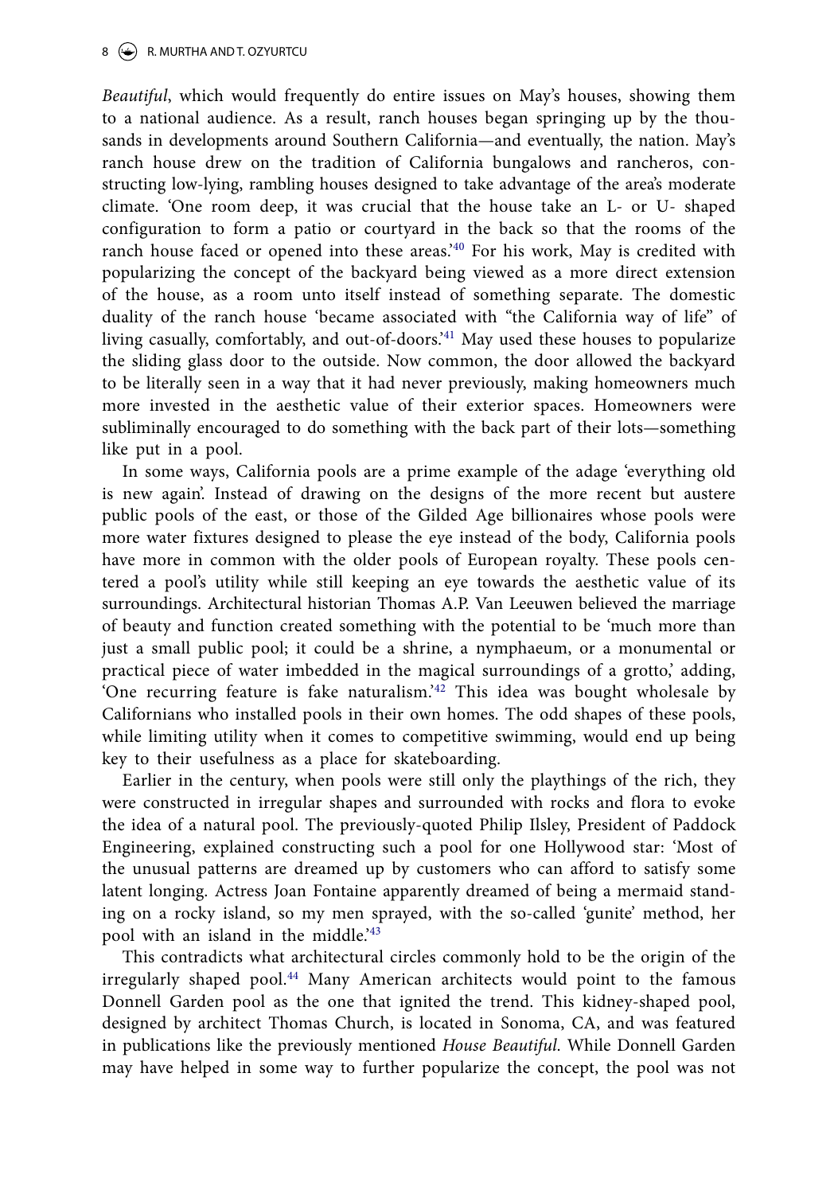*Beautiful*, which would frequently do entire issues on May's houses, showing them to a national audience. As a result, ranch houses began springing up by the thousands in developments around Southern California—and eventually, the nation. May's ranch house drew on the tradition of California bungalows and rancheros, constructing low-lying, rambling houses designed to take advantage of the area's moderate climate. 'One room deep, it was crucial that the house take an L- or U- shaped configuration to form a patio or courtyard in the back so that the rooms of the ranch house faced or opened into these areas.'[40] For his work, May is credited with popularizing the concept of the backyard being viewed as a more direct extension of the house, as a room unto itself instead of something separate. The domestic duality of the ranch house 'became associated with "the California way of life" of living casually, comfortably, and out-of-doors.'[41] May used these houses to popularize the sliding glass door to the outside. Now common, the door allowed the backyard to be literally seen in a way that it had never previously, making homeowners much more invested in the aesthetic value of their exterior spaces. Homeowners were subliminally encouraged to do something with the back part of their lots—something like put in a pool.

In some ways, California pools are a prime example of the adage 'everything old is new again'. Instead of drawing on the designs of the more recent but austere public pools of the east, or those of the Gilded Age billionaires whose pools were more water fixtures designed to please the eye instead of the body, California pools have more in common with the older pools of European royalty. These pools centered a pool's utility while still keeping an eye towards the aesthetic value of its surroundings. Architectural historian Thomas A.P. Van Leeuwen believed the marriage of beauty and function created something with the potential to be 'much more than just a small public pool; it could be a shrine, a nymphaeum, or a monumental or practical piece of water imbedded in the magical surroundings of a grotto,' adding, 'One recurring feature is fake naturalism.'[42] This idea was bought wholesale by Californians who installed pools in their own homes. The odd shapes of these pools, while limiting utility when it comes to competitive swimming, would end up being key to their usefulness as a place for skateboarding.

Earlier in the century, when pools were still only the playthings of the rich, they were constructed in irregular shapes and surrounded with rocks and flora to evoke the idea of a natural pool. The previously-quoted Philip Ilsley, President of Paddock Engineering, explained constructing such a pool for one Hollywood star: 'Most of the unusual patterns are dreamed up by customers who can afford to satisfy some latent longing. Actress Joan Fontaine apparently dreamed of being a mermaid standing on a rocky island, so my men sprayed, with the so-called 'gunite' method, her pool with an island in the middle.'[43]

This contradicts what architectural circles commonly hold to be the origin of the irregularly shaped pool.[44] Many American architects would point to the famous Donnell Garden pool as the one that ignited the trend. This kidney-shaped pool, designed by architect Thomas Church, is located in Sonoma, CA, and was featured in publications like the previously mentioned *House Beautiful*. While Donnell Garden may have helped in some way to further popularize the concept, the pool was not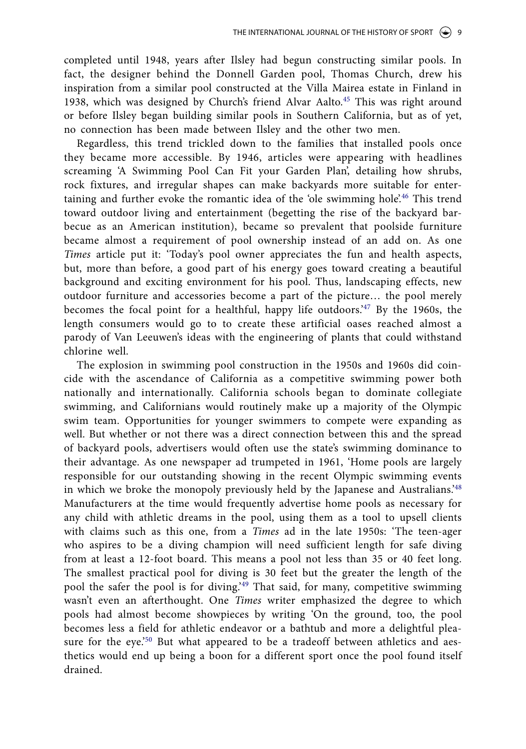completed until 1948, years after Ilsley had begun constructing similar pools. In fact, the designer behind the Donnell Garden pool, Thomas Church, drew his inspiration from a similar pool constructed at the Villa Mairea estate in Finland in 1938, which was designed by Church's friend Alvar Aalto.[45] This was right around or before Ilsley began building similar pools in Southern California, but as of yet, no connection has been made between Ilsley and the other two men.

Regardless, this trend trickled down to the families that installed pools once they became more accessible. By 1946, articles were appearing with headlines screaming 'A Swimming Pool Can Fit your Garden Plan', detailing how shrubs, rock fixtures, and irregular shapes can make backyards more suitable for entertaining and further evoke the romantic idea of the 'ole swimming hole'.[46] This trend toward outdoor living and entertainment (begetting the rise of the backyard barbecue as an American institution), became so prevalent that poolside furniture became almost a requirement of pool ownership instead of an add on. As one *Times* article put it: 'Today's pool owner appreciates the fun and health aspects, but, more than before, a good part of his energy goes toward creating a beautiful background and exciting environment for his pool. Thus, landscaping effects, new outdoor furniture and accessories become a part of the picture… the pool merely becomes the focal point for a healthful, happy life outdoors.'[47] By the 1960s, the length consumers would go to to create these artificial oases reached almost a parody of Van Leeuwen's ideas with the engineering of plants that could withstand chlorine well.

The explosion in swimming pool construction in the 1950s and 1960s did coincide with the ascendance of California as a competitive swimming power both nationally and internationally. California schools began to dominate collegiate swimming, and Californians would routinely make up a majority of the Olympic swim team. Opportunities for younger swimmers to compete were expanding as well. But whether or not there was a direct connection between this and the spread of backyard pools, advertisers would often use the state's swimming dominance to their advantage. As one newspaper ad trumpeted in 1961, 'Home pools are largely responsible for our outstanding showing in the recent Olympic swimming events in which we broke the monopoly previously held by the Japanese and Australians.'[48] Manufacturers at the time would frequently advertise home pools as necessary for any child with athletic dreams in the pool, using them as a tool to upsell clients with claims such as this one, from a *Times* ad in the late 1950s: 'The teen-ager who aspires to be a diving champion will need sufficient length for safe diving from at least a 12-foot board. This means a pool not less than 35 or 40 feet long. The smallest practical pool for diving is 30 feet but the greater the length of the pool the safer the pool is for diving.'[49] That said, for many, competitive swimming wasn't even an afterthought. One *Times* writer emphasized the degree to which pools had almost become showpieces by writing 'On the ground, too, the pool becomes less a field for athletic endeavor or a bathtub and more a delightful pleasure for the eye.'[50] But what appeared to be a tradeoff between athletics and aesthetics would end up being a boon for a different sport once the pool found itself drained.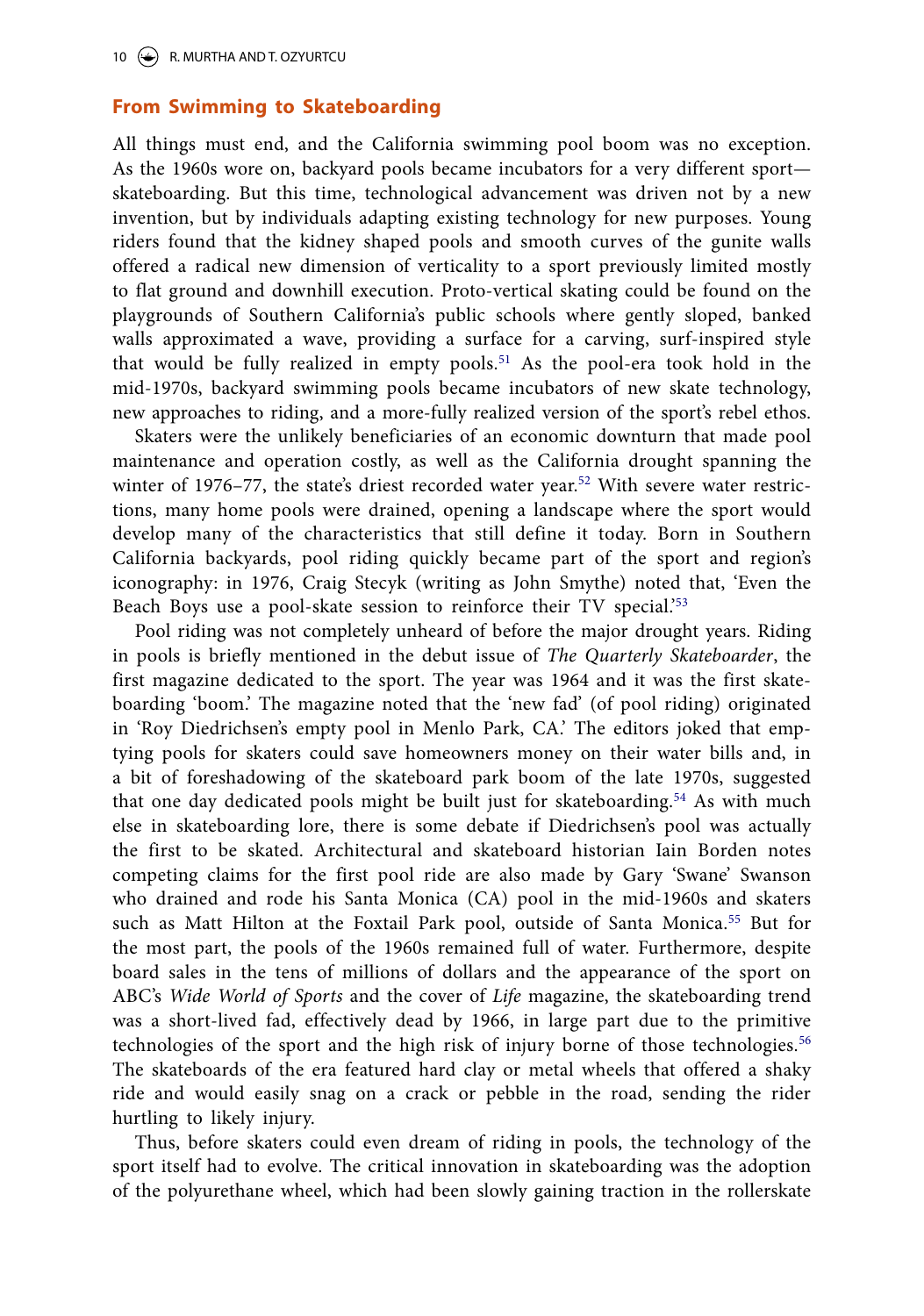## From Swimming to Skateboarding

All things must end, and the California swimming pool boom was no exception. As the 1960s wore on, backyard pools became incubators for a very different sport—skateboarding. But this time, technological advancement was driven not by a new invention, but by individuals adapting existing technology for new purposes. Young riders found that the kidney shaped pools and smooth curves of the gunite walls offered a radical new dimension of verticality to a sport previously limited mostly to flat ground and downhill execution. Proto-vertical skating could be found on the playgrounds of Southern California's public schools where gently sloped, banked walls approximated a wave, providing a surface for a carving, surf-inspired style that would be fully realized in empty pools.[51] As the pool-era took hold in the mid-1970s, backyard swimming pools became incubators of new skate technology, new approaches to riding, and a more-fully realized version of the sport's rebel ethos.

Skaters were the unlikely beneficiaries of an economic downturn that made pool maintenance and operation costly, as well as the California drought spanning the winter of 1976–77, the state's driest recorded water year.[52] With severe water restrictions, many home pools were drained, opening a landscape where the sport would develop many of the characteristics that still define it today. Born in Southern California backyards, pool riding quickly became part of the sport and region's iconography: in 1976, Craig Stecyk (writing as John Smythe) noted that, 'Even the Beach Boys use a pool-skate session to reinforce their TV special.'[53]

Pool riding was not completely unheard of before the major drought years. Riding in pools is briefly mentioned in the debut issue of *The Quarterly Skateboarder*, the first magazine dedicated to the sport. The year was 1964 and it was the first skateboarding 'boom.' The magazine noted that the 'new fad' (of pool riding) originated in 'Roy Diedrichsen's empty pool in Menlo Park, CA.' The editors joked that emptying pools for skaters could save homeowners money on their water bills and, in a bit of foreshadowing of the skateboard park boom of the late 1970s, suggested that one day dedicated pools might be built just for skateboarding.[54] As with much else in skateboarding lore, there is some debate if Diedrichsen's pool was actually the first to be skated. Architectural and skateboard historian Iain Borden notes competing claims for the first pool ride are also made by Gary 'Swane' Swanson who drained and rode his Santa Monica (CA) pool in the mid-1960s and skaters such as Matt Hilton at the Foxtail Park pool, outside of Santa Monica.[55] But for the most part, the pools of the 1960s remained full of water. Furthermore, despite board sales in the tens of millions of dollars and the appearance of the sport on ABC's *Wide World of Sports* and the cover of *Life* magazine, the skateboarding trend was a short-lived fad, effectively dead by 1966, in large part due to the primitive technologies of the sport and the high risk of injury borne of those technologies.[56] The skateboards of the era featured hard clay or metal wheels that offered a shaky ride and would easily snag on a crack or pebble in the road, sending the rider hurtling to likely injury.

Thus, before skaters could even dream of riding in pools, the technology of the sport itself had to evolve. The critical innovation in skateboarding was the adoption of the polyurethane wheel, which had been slowly gaining traction in the rollerskate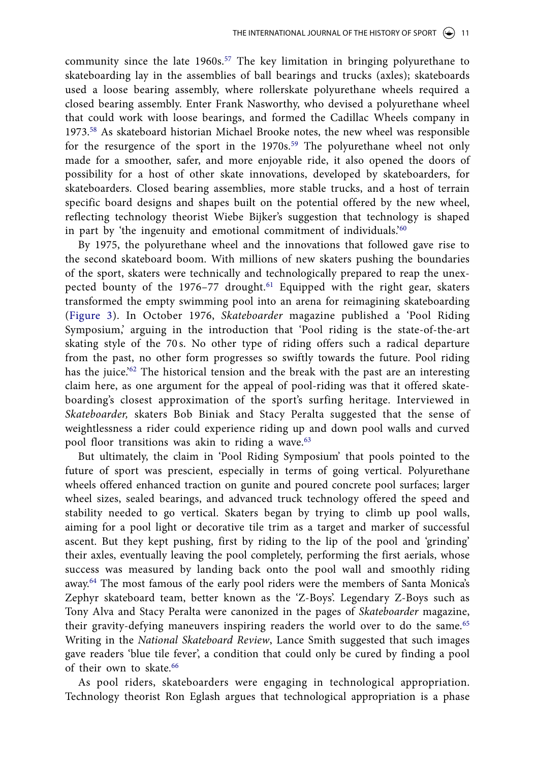community since the late 1960s.[57] The key limitation in bringing polyurethane to skateboarding lay in the assemblies of ball bearings and trucks (axles); skateboards used a loose bearing assembly, where rollerskate polyurethane wheels required a closed bearing assembly. Enter Frank Nasworthy, who devised a polyurethane wheel that could work with loose bearings, and formed the Cadillac Wheels company in 1973.[58] As skateboard historian Michael Brooke notes, the new wheel was responsible for the resurgence of the sport in the 1970s.[59] The polyurethane wheel not only made for a smoother, safer, and more enjoyable ride, it also opened the doors of possibility for a host of other skate innovations, developed by skateboarders, for skateboarders. Closed bearing assemblies, more stable trucks, and a host of terrain specific board designs and shapes built on the potential offered by the new wheel, reflecting technology theorist Wiebe Bijker's suggestion that technology is shaped in part by 'the ingenuity and emotional commitment of individuals.'[60]

By 1975, the polyurethane wheel and the innovations that followed gave rise to the second skateboard boom. With millions of new skaters pushing the boundaries of the sport, skaters were technically and technologically prepared to reap the unexpected bounty of the 1976–77 drought.[61] Equipped with the right gear, skaters transformed the empty swimming pool into an arena for reimagining skateboarding (Figure 3). In October 1976, *Skateboarder* magazine published a 'Pool Riding Symposium,' arguing in the introduction that 'Pool riding is the state-of-the-art skating style of the 70 s. No other type of riding offers such a radical departure from the past, no other form progresses so swiftly towards the future. Pool riding has the juice.'[62] The historical tension and the break with the past are an interesting claim here, as one argument for the appeal of pool-riding was that it offered skateboarding's closest approximation of the sport's surfing heritage. Interviewed in *Skateboarder,* skaters Bob Biniak and Stacy Peralta suggested that the sense of weightlessness a rider could experience riding up and down pool walls and curved pool floor transitions was akin to riding a wave.[63]

But ultimately, the claim in 'Pool Riding Symposium' that pools pointed to the future of sport was prescient, especially in terms of going vertical. Polyurethane wheels offered enhanced traction on gunite and poured concrete pool surfaces; larger wheel sizes, sealed bearings, and advanced truck technology offered the speed and stability needed to go vertical. Skaters began by trying to climb up pool walls, aiming for a pool light or decorative tile trim as a target and marker of successful ascent. But they kept pushing, first by riding to the lip of the pool and 'grinding' their axles, eventually leaving the pool completely, performing the first aerials, whose success was measured by landing back onto the pool wall and smoothly riding away.[64] The most famous of the early pool riders were the members of Santa Monica's Zephyr skateboard team, better known as the 'Z-Boys'. Legendary Z-Boys such as Tony Alva and Stacy Peralta were canonized in the pages of *Skateboarder* magazine, their gravity-defying maneuvers inspiring readers the world over to do the same.[65] Writing in the *National Skateboard Review*, Lance Smith suggested that such images gave readers 'blue tile fever', a condition that could only be cured by finding a pool of their own to skate.[66]

As pool riders, skateboarders were engaging in technological appropriation. Technology theorist Ron Eglash argues that technological appropriation is a phase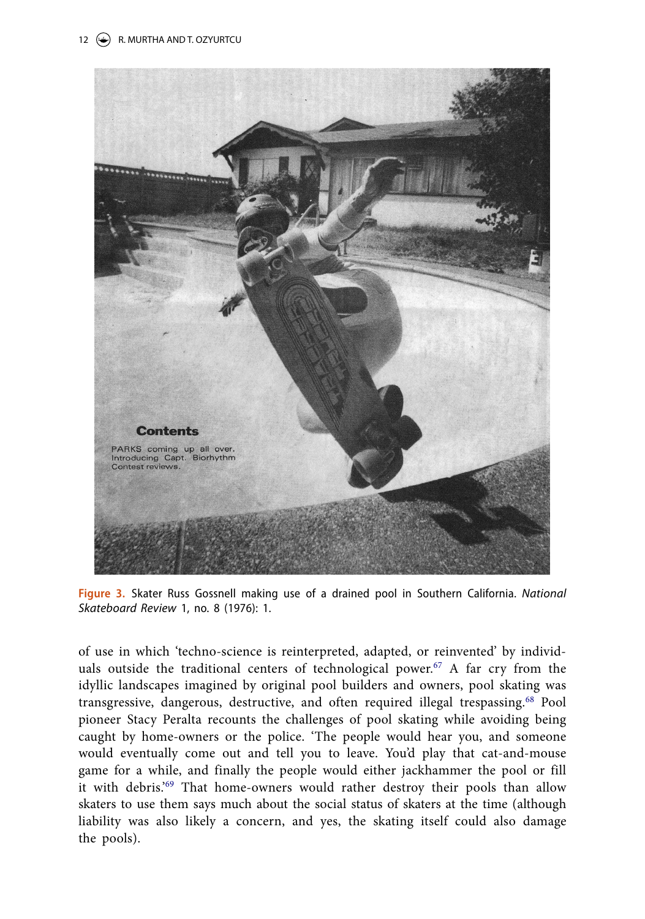Figure 3. Skater Russ Gossnell making use of a drained pool in Southern California. *National Skateboard Review* 1, no. 8 (1976): 1.

of use in which 'techno-science is reinterpreted, adapted, or reinvented' by individuals outside the traditional centers of technological power.[67] A far cry from the idyllic landscapes imagined by original pool builders and owners, pool skating was transgressive, dangerous, destructive, and often required illegal trespassing.[68] Pool pioneer Stacy Peralta recounts the challenges of pool skating while avoiding being caught by home-owners or the police. 'The people would hear you, and someone would eventually come out and tell you to leave. You'd play that cat-and-mouse game for a while, and finally the people would either jackhammer the pool or fill it with debris.'[69] That home-owners would rather destroy their pools than allow skaters to use them says much about the social status of skaters at the time (although liability was also likely a concern, and yes, the skating itself could also damage the pools).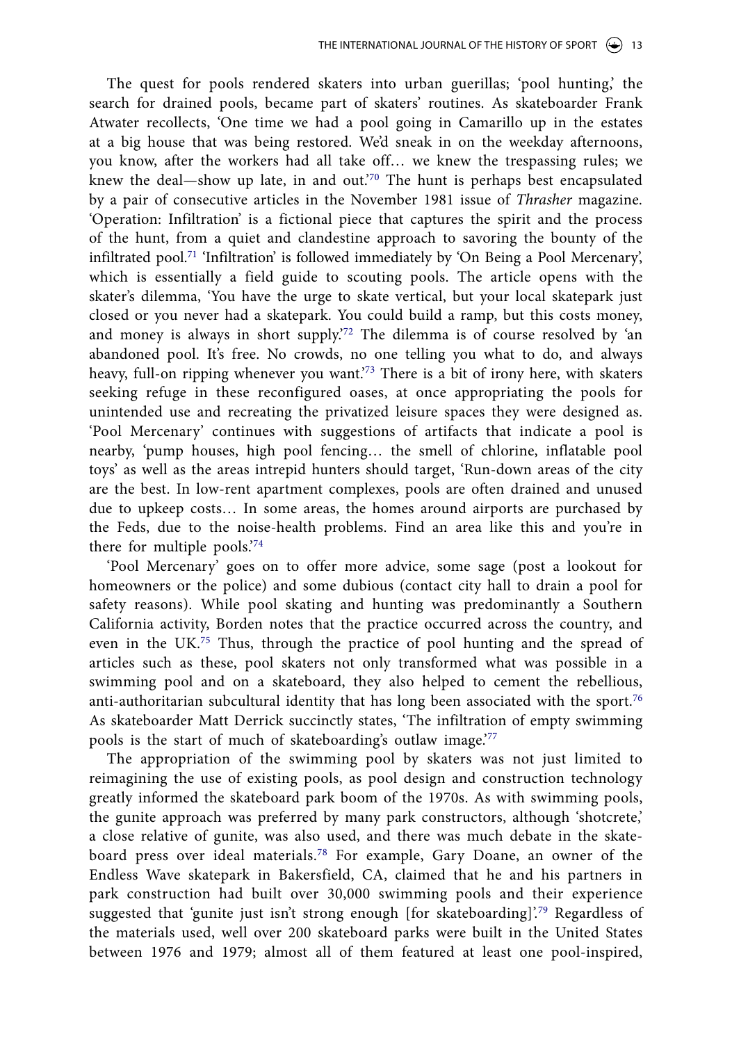The quest for pools rendered skaters into urban guerillas; 'pool hunting,' the search for drained pools, became part of skaters' routines. As skateboarder Frank Atwater recollects, 'One time we had a pool going in Camarillo up in the estates at a big house that was being restored. We'd sneak in on the weekday afternoons, you know, after the workers had all take off… we knew the trespassing rules; we knew the deal—show up late, in and out.'[70] The hunt is perhaps best encapsulated by a pair of consecutive articles in the November 1981 issue of *Thrasher* magazine. 'Operation: Infiltration' is a fictional piece that captures the spirit and the process of the hunt, from a quiet and clandestine approach to savoring the bounty of the infiltrated pool.[71] 'Infiltration' is followed immediately by 'On Being a Pool Mercenary', which is essentially a field guide to scouting pools. The article opens with the skater's dilemma, 'You have the urge to skate vertical, but your local skatepark just closed or you never had a skatepark. You could build a ramp, but this costs money, and money is always in short supply.'[72] The dilemma is of course resolved by 'an abandoned pool. It's free. No crowds, no one telling you what to do, and always heavy, full-on ripping whenever you want.'[73] There is a bit of irony here, with skaters seeking refuge in these reconfigured oases, at once appropriating the pools for unintended use and recreating the privatized leisure spaces they were designed as. 'Pool Mercenary' continues with suggestions of artifacts that indicate a pool is nearby, 'pump houses, high pool fencing… the smell of chlorine, inflatable pool toys' as well as the areas intrepid hunters should target, 'Run-down areas of the city are the best. In low-rent apartment complexes, pools are often drained and unused due to upkeep costs… In some areas, the homes around airports are purchased by the Feds, due to the noise-health problems. Find an area like this and you're in there for multiple pools.'[74]

'Pool Mercenary' goes on to offer more advice, some sage (post a lookout for homeowners or the police) and some dubious (contact city hall to drain a pool for safety reasons). While pool skating and hunting was predominantly a Southern California activity, Borden notes that the practice occurred across the country, and even in the UK.[75] Thus, through the practice of pool hunting and the spread of articles such as these, pool skaters not only transformed what was possible in a swimming pool and on a skateboard, they also helped to cement the rebellious, anti-authoritarian subcultural identity that has long been associated with the sport.[76] As skateboarder Matt Derrick succinctly states, 'The infiltration of empty swimming pools is the start of much of skateboarding's outlaw image.'[77]

The appropriation of the swimming pool by skaters was not just limited to reimagining the use of existing pools, as pool design and construction technology greatly informed the skateboard park boom of the 1970s. As with swimming pools, the gunite approach was preferred by many park constructors, although 'shotcrete,' a close relative of gunite, was also used, and there was much debate in the skateboard press over ideal materials.[78] For example, Gary Doane, an owner of the Endless Wave skatepark in Bakersfield, CA, claimed that he and his partners in park construction had built over 30,000 swimming pools and their experience suggested that 'gunite just isn't strong enough [for skateboarding]'.[79] Regardless of the materials used, well over 200 skateboard parks were built in the United States between 1976 and 1979; almost all of them featured at least one pool-inspired,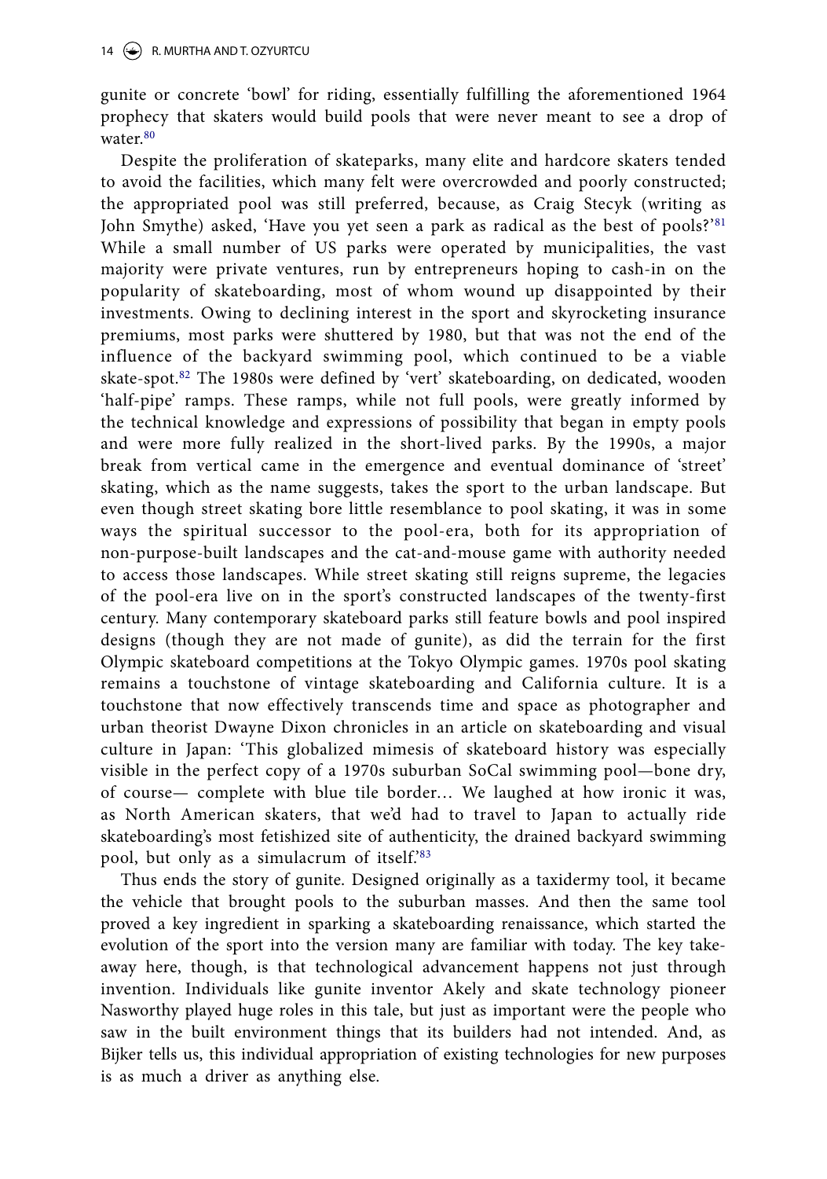gunite or concrete 'bowl' for riding, essentially fulfilling the aforementioned 1964 prophecy that skaters would build pools that were never meant to see a drop of water.[80]

Despite the proliferation of skateparks, many elite and hardcore skaters tended to avoid the facilities, which many felt were overcrowded and poorly constructed; the appropriated pool was still preferred, because, as Craig Stecyk (writing as John Smythe) asked, 'Have you yet seen a park as radical as the best of pools?'[81] While a small number of US parks were operated by municipalities, the vast majority were private ventures, run by entrepreneurs hoping to cash-in on the popularity of skateboarding, most of whom wound up disappointed by their investments. Owing to declining interest in the sport and skyrocketing insurance premiums, most parks were shuttered by 1980, but that was not the end of the influence of the backyard swimming pool, which continued to be a viable skate-spot.[82] The 1980s were defined by 'vert' skateboarding, on dedicated, wooden 'half-pipe' ramps. These ramps, while not full pools, were greatly informed by the technical knowledge and expressions of possibility that began in empty pools and were more fully realized in the short-lived parks. By the 1990s, a major break from vertical came in the emergence and eventual dominance of 'street' skating, which as the name suggests, takes the sport to the urban landscape. But even though street skating bore little resemblance to pool skating, it was in some ways the spiritual successor to the pool-era, both for its appropriation of non-purpose-built landscapes and the cat-and-mouse game with authority needed to access those landscapes. While street skating still reigns supreme, the legacies of the pool-era live on in the sport's constructed landscapes of the twenty-first century. Many contemporary skateboard parks still feature bowls and pool inspired designs (though they are not made of gunite), as did the terrain for the first Olympic skateboard competitions at the Tokyo Olympic games. 1970s pool skating remains a touchstone of vintage skateboarding and California culture. It is a touchstone that now effectively transcends time and space as photographer and urban theorist Dwayne Dixon chronicles in an article on skateboarding and visual culture in Japan: 'This globalized mimesis of skateboard history was especially visible in the perfect copy of a 1970s suburban SoCal swimming pool—bone dry, of course— complete with blue tile border… We laughed at how ironic it was, as North American skaters, that we'd had to travel to Japan to actually ride skateboarding's most fetishized site of authenticity, the drained backyard swimming pool, but only as a simulacrum of itself.'[83]

Thus ends the story of gunite. Designed originally as a taxidermy tool, it became the vehicle that brought pools to the suburban masses. And then the same tool proved a key ingredient in sparking a skateboarding renaissance, which started the evolution of the sport into the version many are familiar with today. The key take-away here, though, is that technological advancement happens not just through invention. Individuals like gunite inventor Akely and skate technology pioneer Nasworthy played huge roles in this tale, but just as important were the people who saw in the built environment things that its builders had not intended. And, as Bijker tells us, this individual appropriation of existing technologies for new purposes is as much a driver as anything else.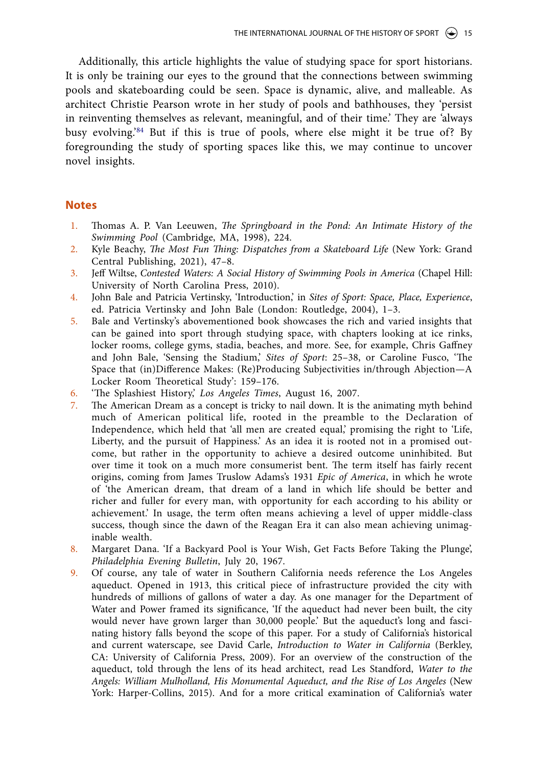Additionally, this article highlights the value of studying space for sport historians. It is only be training our eyes to the ground that the connections between swimming pools and skateboarding could be seen. Space is dynamic, alive, and malleable. As architect Christie Pearson wrote in her study of pools and bathhouses, they 'persist in reinventing themselves as relevant, meaningful, and of their time.' They are 'always busy evolving.'[84] But if this is true of pools, where else might it be true of? By foregrounding the study of sporting spaces like this, we may continue to uncover novel insights.

## Notes

1. Thomas A. P. Van Leeuwen, *The Springboard in the Pond: An Intimate History of the Swimming Pool* (Cambridge, MA, 1998), 224.
2. Kyle Beachy, *The Most Fun Thing: Dispatches from a Skateboard Life* (New York: Grand Central Publishing, 2021), 47–8.
3. Jeff Wiltse, *Contested Waters: A Social History of Swimming Pools in America* (Chapel Hill: University of North Carolina Press, 2010).
4. John Bale and Patricia Vertinsky, 'Introduction,' in *Sites of Sport: Space, Place, Experience*, ed. Patricia Vertinsky and John Bale (London: Routledge, 2004), 1–3.
5. Bale and Vertinsky's abovementioned book showcases the rich and varied insights that can be gained into sport through studying space, with chapters looking at ice rinks, locker rooms, college gyms, stadia, beaches, and more. See, for example, Chris Gaffney and John Bale, 'Sensing the Stadium,' *Sites of Sport*: 25–38, or Caroline Fusco, 'The Space that (in)Difference Makes: (Re)Producing Subjectivities in/through Abjection—A Locker Room Theoretical Study': 159–176.
6. 'The Splashiest History,' *Los Angeles Times*, August 16, 2007.
7. The American Dream as a concept is tricky to nail down. It is the animating myth behind much of American political life, rooted in the preamble to the Declaration of Independence, which held that 'all men are created equal,' promising the right to 'Life, Liberty, and the pursuit of Happiness.' As an idea it is rooted not in a promised outcome, but rather in the opportunity to achieve a desired outcome uninhibited. But over time it took on a much more consumerist bent. The term itself has fairly recent origins, coming from James Truslow Adams's 1931 *Epic of America*, in which he wrote of 'the American dream, that dream of a land in which life should be better and richer and fuller for every man, with opportunity for each according to his ability or achievement.' In usage, the term often means achieving a level of upper middle-class success, though since the dawn of the Reagan Era it can also mean achieving unimaginable wealth.
8. Margaret Dana. 'If a Backyard Pool is Your Wish, Get Facts Before Taking the Plunge', *Philadelphia Evening Bulletin*, July 20, 1967.
9. Of course, any tale of water in Southern California needs reference the Los Angeles aqueduct. Opened in 1913, this critical piece of infrastructure provided the city with hundreds of millions of gallons of water a day. As one manager for the Department of Water and Power framed its significance, 'If the aqueduct had never been built, the city would never have grown larger than 30,000 people.' But the aqueduct's long and fascinating history falls beyond the scope of this paper. For a study of California's historical and current waterscape, see David Carle, *Introduction to Water in California* (Berkley, CA: University of California Press, 2009). For an overview of the construction of the aqueduct, told through the lens of its head architect, read Les Standford, *Water to the Angels: William Mulholland, His Monumental Aqueduct, and the Rise of Los Angeles* (New York: Harper-Collins, 2015). And for a more critical examination of California's water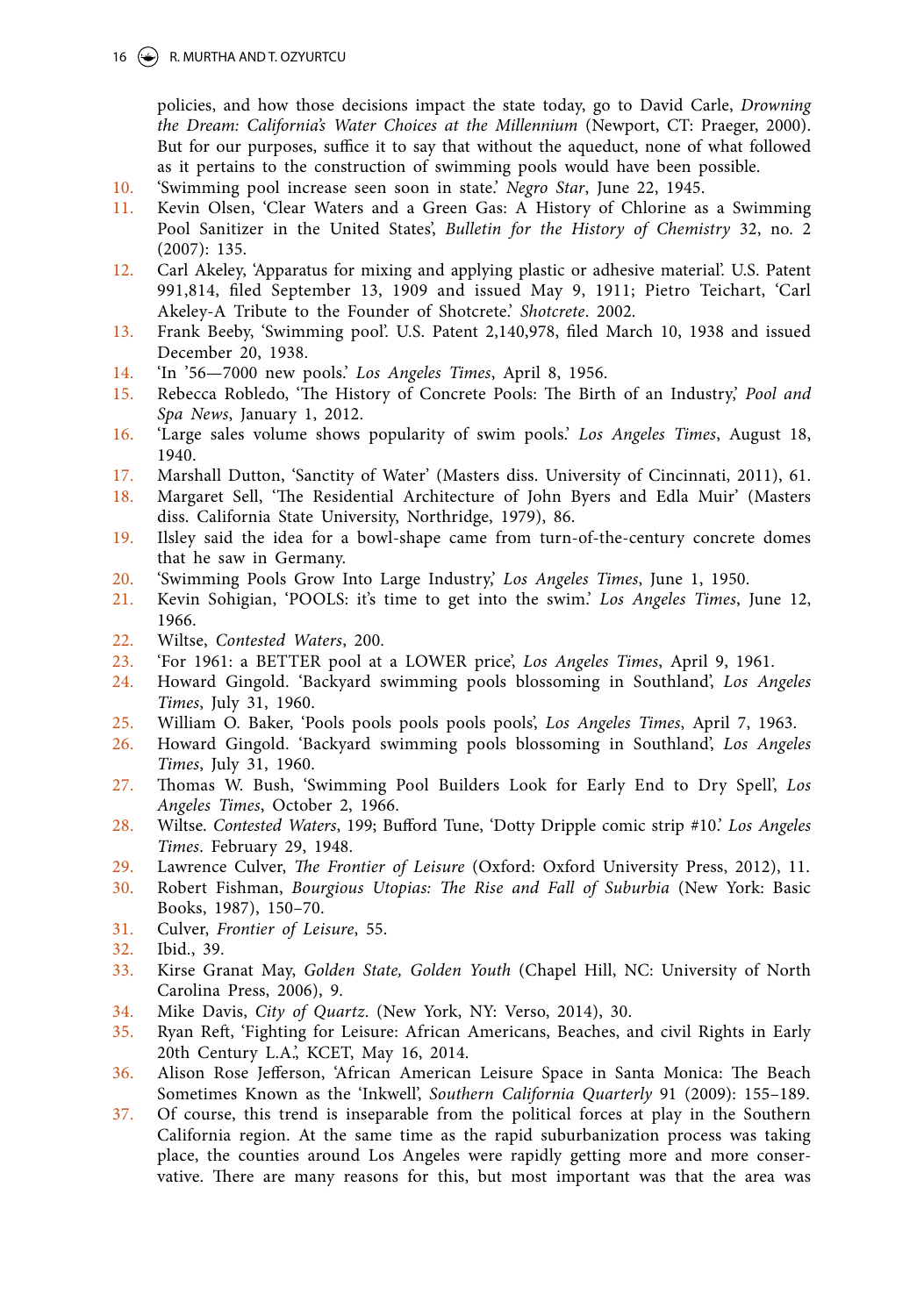policies, and how those decisions impact the state today, go to David Carle, *Drowning the Dream: California's Water Choices at the Millennium* (Newport, CT: Praeger, 2000). But for our purposes, suffice it to say that without the aqueduct, none of what followed as it pertains to the construction of swimming pools would have been possible.

10. 'Swimming pool increase seen soon in state.' *Negro Star*, June 22, 1945.
11. Kevin Olsen, 'Clear Waters and a Green Gas: A History of Chlorine as a Swimming Pool Sanitizer in the United States', *Bulletin for the History of Chemistry* 32, no. 2 (2007): 135.
12. Carl Akeley, 'Apparatus for mixing and applying plastic or adhesive material'. U.S. Patent 991,814, filed September 13, 1909 and issued May 9, 1911; Pietro Teichart, 'Carl Akeley-A Tribute to the Founder of Shotcrete.' *Shotcrete*. 2002.
13. Frank Beeby, 'Swimming pool'. U.S. Patent 2,140,978, filed March 10, 1938 and issued December 20, 1938.
14. 'In '56—7000 new pools.' *Los Angeles Times*, April 8, 1956.
15. Rebecca Robledo, 'The History of Concrete Pools: The Birth of an Industry,' *Pool and Spa News*, January 1, 2012.
16. 'Large sales volume shows popularity of swim pools.' *Los Angeles Times*, August 18, 1940.
17. Marshall Dutton, 'Sanctity of Water' (Masters diss. University of Cincinnati, 2011), 61.
18. Margaret Sell, 'The Residential Architecture of John Byers and Edla Muir' (Masters diss. California State University, Northridge, 1979), 86.
19. Ilsley said the idea for a bowl-shape came from turn-of-the-century concrete domes that he saw in Germany.
20. 'Swimming Pools Grow Into Large Industry,' *Los Angeles Times*, June 1, 1950.
21. Kevin Sohigian, 'POOLS: it's time to get into the swim.' *Los Angeles Times*, June 12, 1966.
22. Wiltse, *Contested Waters*, 200.
23. 'For 1961: a BETTER pool at a LOWER price', *Los Angeles Times*, April 9, 1961.
24. Howard Gingold. 'Backyard swimming pools blossoming in Southland', *Los Angeles Times*, July 31, 1960.
25. William O. Baker, 'Pools pools pools pools pools', *Los Angeles Times*, April 7, 1963.
26. Howard Gingold. 'Backyard swimming pools blossoming in Southland', *Los Angeles Times*, July 31, 1960.
27. Thomas W. Bush, 'Swimming Pool Builders Look for Early End to Dry Spell', *Los Angeles Times*, October 2, 1966.
28. Wiltse. *Contested Waters*, 199; Bufford Tune, 'Dotty Dripple comic strip #10.' *Los Angeles Times*. February 29, 1948.
29. Lawrence Culver, *The Frontier of Leisure* (Oxford: Oxford University Press, 2012), 11.
30. Robert Fishman, *Bourgious Utopias: The Rise and Fall of Suburbia* (New York: Basic Books, 1987), 150–70.
31. Culver, *Frontier of Leisure*, 55.
32. Ibid., 39.
33. Kirse Granat May, *Golden State, Golden Youth* (Chapel Hill, NC: University of North Carolina Press, 2006), 9.
34. Mike Davis, *City of Quartz*. (New York, NY: Verso, 2014), 30.
35. Ryan Reft, 'Fighting for Leisure: African Americans, Beaches, and civil Rights in Early 20th Century L.A.', KCET, May 16, 2014.
36. Alison Rose Jefferson, 'African American Leisure Space in Santa Monica: The Beach Sometimes Known as the 'Inkwell', *Southern California Quarterly* 91 (2009): 155–189.
37. Of course, this trend is inseparable from the political forces at play in the Southern California region. At the same time as the rapid suburbanization process was taking place, the counties around Los Angeles were rapidly getting more and more conservative. There are many reasons for this, but most important was that the area was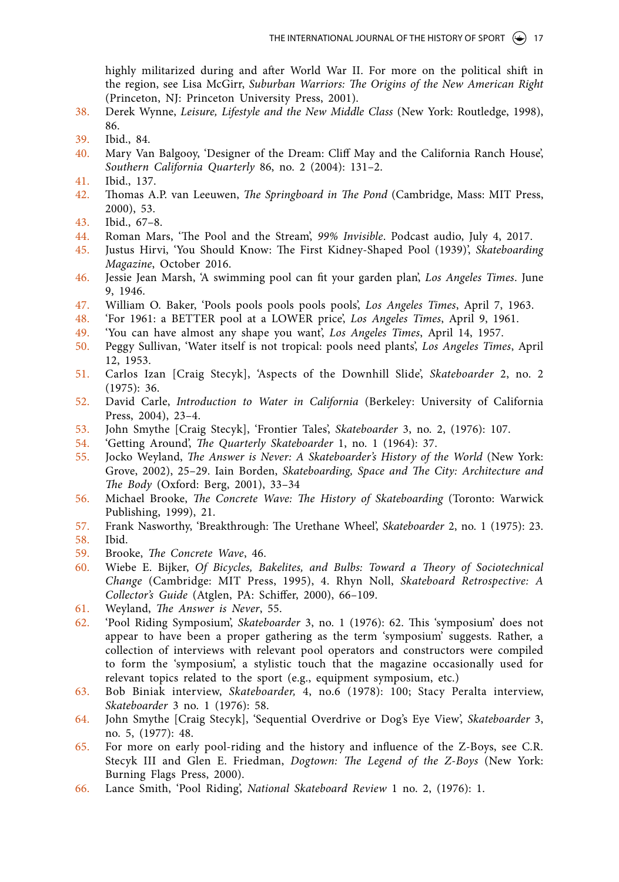highly militarized during and after World War II. For more on the political shift in the region, see Lisa McGirr, *Suburban Warriors: The Origins of the New American Right* (Princeton, NJ: Princeton University Press, 2001).

38. Derek Wynne, *Leisure, Lifestyle and the New Middle Class* (New York: Routledge, 1998), 86.
39. Ibid., 84.
40. Mary Van Balgooy, 'Designer of the Dream: Cliff May and the California Ranch House', *Southern California Quarterly* 86, no. 2 (2004): 131–2.
41. Ibid., 137.
42. Thomas A.P. van Leeuwen, *The Springboard in The Pond* (Cambridge, Mass: MIT Press, 2000), 53.
43. Ibid., 67–8.
44. Roman Mars, 'The Pool and the Stream', *99% Invisible*. Podcast audio, July 4, 2017.
45. Justus Hirvi, 'You Should Know: The First Kidney-Shaped Pool (1939)', *Skateboarding Magazine*, October 2016.
46. Jessie Jean Marsh, 'A swimming pool can fit your garden plan', *Los Angeles Times*. June 9, 1946.
47. William O. Baker, 'Pools pools pools pools pools', *Los Angeles Times*, April 7, 1963.
48. 'For 1961: a BETTER pool at a LOWER price', *Los Angeles Times*, April 9, 1961.
49. 'You can have almost any shape you want', *Los Angeles Times*, April 14, 1957.
50. Peggy Sullivan, 'Water itself is not tropical: pools need plants', *Los Angeles Times*, April 12, 1953.
51. Carlos Izan [Craig Stecyk], 'Aspects of the Downhill Slide', *Skateboarder* 2, no. 2 (1975): 36.
52. David Carle, *Introduction to Water in California* (Berkeley: University of California Press, 2004), 23–4.
53. John Smythe [Craig Stecyk], 'Frontier Tales', *Skateboarder* 3, no. 2, (1976): 107.
54. 'Getting Around', *The Quarterly Skateboarder* 1, no. 1 (1964): 37.
55. Jocko Weyland, *The Answer is Never: A Skateboarder's History of the World* (New York: Grove, 2002), 25–29. Iain Borden, *Skateboarding, Space and The City: Architecture and The Body* (Oxford: Berg, 2001), 33–34
56. Michael Brooke, *The Concrete Wave: The History of Skateboarding* (Toronto: Warwick Publishing, 1999), 21.
57. Frank Nasworthy, 'Breakthrough: The Urethane Wheel', *Skateboarder* 2, no. 1 (1975): 23.
58. Ibid.
59. Brooke, *The Concrete Wave*, 46.
60. Wiebe E. Bijker, *Of Bicycles, Bakelites, and Bulbs: Toward a Theory of Sociotechnical Change* (Cambridge: MIT Press, 1995), 4. Rhyn Noll, *Skateboard Retrospective: A Collector's Guide* (Atglen, PA: Schiffer, 2000), 66–109.
61. Weyland, *The Answer is Never*, 55.
62. 'Pool Riding Symposium', *Skateboarder* 3, no. 1 (1976): 62. This 'symposium' does not appear to have been a proper gathering as the term 'symposium' suggests. Rather, a collection of interviews with relevant pool operators and constructors were compiled to form the 'symposium', a stylistic touch that the magazine occasionally used for relevant topics related to the sport (e.g., equipment symposium, etc.)
63. Bob Biniak interview, *Skateboarder,* 4, no.6 (1978): 100; Stacy Peralta interview, *Skateboarder* 3 no. 1 (1976): 58.
64. John Smythe [Craig Stecyk], 'Sequential Overdrive or Dog's Eye View', *Skateboarder* 3, no. 5, (1977): 48.
65. For more on early pool-riding and the history and influence of the Z-Boys, see C.R. Stecyk III and Glen E. Friedman, *Dogtown: The Legend of the Z-Boys* (New York: Burning Flags Press, 2000).
66. Lance Smith, 'Pool Riding', *National Skateboard Review* 1 no. 2, (1976): 1.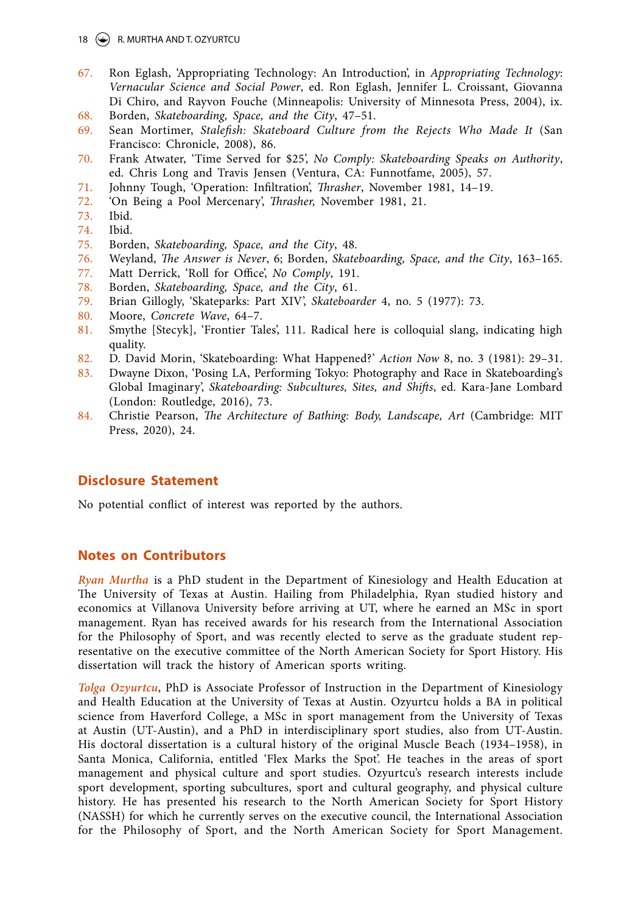67. Ron Eglash, 'Appropriating Technology: An Introduction', in *Appropriating Technology: Vernacular Science and Social Power*, ed. Ron Eglash, Jennifer L. Croissant, Giovanna Di Chiro, and Rayvon Fouche (Minneapolis: University of Minnesota Press, 2004), ix.
68. Borden, *Skateboarding, Space, and the City*, 47–51.
69. Sean Mortimer, *Stalefish: Skateboard Culture from the Rejects Who Made It* (San Francisco: Chronicle, 2008), 86.
70. Frank Atwater, 'Time Served for $25', *No Comply: Skateboarding Speaks on Authority*, ed. Chris Long and Travis Jensen (Ventura, CA: Funnotfame, 2005), 57.
71. Johnny Tough, 'Operation: Infiltration', *Thrasher*, November 1981, 14–19.
72. 'On Being a Pool Mercenary', *Thrasher,* November 1981, 21.
73. Ibid.
74. Ibid.
75. Borden, *Skateboarding, Space, and the City*, 48.
76. Weyland, *The Answer is Never*, 6; Borden, *Skateboarding, Space, and the City*, 163–165.
77. Matt Derrick, 'Roll for Office', *No Comply*, 191.
78. Borden, *Skateboarding, Space, and the City*, 61.
79. Brian Gillogly, 'Skateparks: Part XIV', *Skateboarder* 4, no. 5 (1977): 73.
80. Moore, *Concrete Wave*, 64–7.
81. Smythe [Stecyk], 'Frontier Tales', 111. Radical here is colloquial slang, indicating high quality.
82. D. David Morin, 'Skateboarding: What Happened?' *Action Now* 8, no. 3 (1981): 29–31.
83. Dwayne Dixon, 'Posing LA, Performing Tokyo: Photography and Race in Skateboarding's Global Imaginary', *Skateboarding: Subcultures, Sites, and Shifts*, ed. Kara-Jane Lombard (London: Routledge, 2016), 73.
84. Christie Pearson, *The Architecture of Bathing: Body, Landscape, Art* (Cambridge: MIT Press, 2020), 24.

## Disclosure Statement

No potential conflict of interest was reported by the authors.

## Notes on Contributors

***Ryan Murtha*** is a PhD student in the Department of Kinesiology and Health Education at The University of Texas at Austin. Hailing from Philadelphia, Ryan studied history and economics at Villanova University before arriving at UT, where he earned an MSc in sport management. Ryan has received awards for his research from the International Association for the Philosophy of Sport, and was recently elected to serve as the graduate student representative on the executive committee of the North American Society for Sport History. His dissertation will track the history of American sports writing.

***Tolga Ozyurtcu***, PhD is Associate Professor of Instruction in the Department of Kinesiology and Health Education at the University of Texas at Austin. Ozyurtcu holds a BA in political science from Haverford College, a MSc in sport management from the University of Texas at Austin (UT-Austin), and a PhD in interdisciplinary sport studies, also from UT-Austin. His doctoral dissertation is a cultural history of the original Muscle Beach (1934–1958), in Santa Monica, California, entitled 'Flex Marks the Spot'. He teaches in the areas of sport management and physical culture and sport studies. Ozyurtcu's research interests include sport development, sporting subcultures, sport and cultural geography, and physical culture history. He has presented his research to the North American Society for Sport History (NASSH) for which he currently serves on the executive council, the International Association for the Philosophy of Sport, and the North American Society for Sport Management.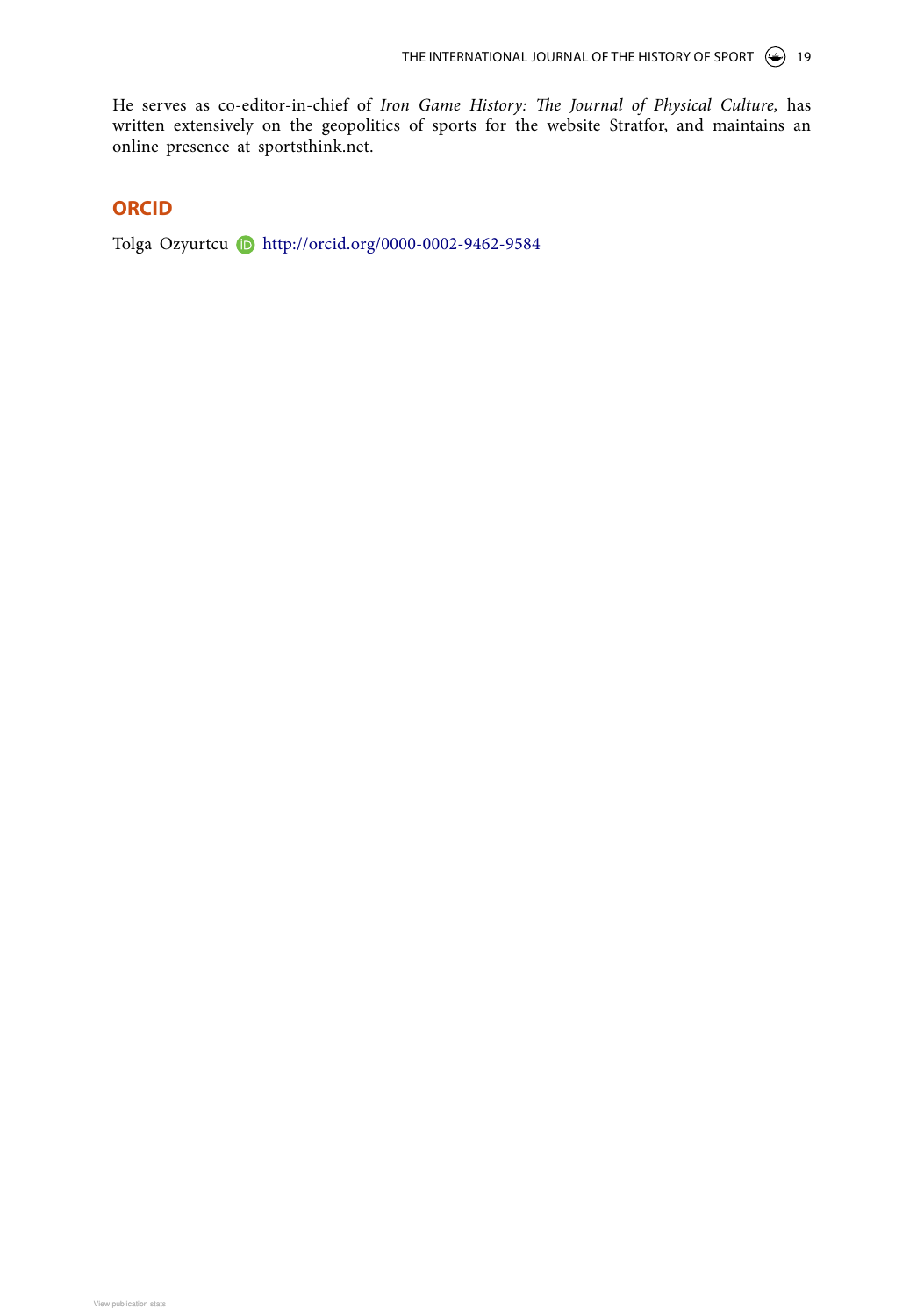He serves as co-editor-in-chief of *Iron Game History: The Journal of Physical Culture,* has written extensively on the geopolitics of sports for the website Stratfor, and maintains an online presence at sportsthink.net.

## ORCID

Tolga Ozyurtcu http://orcid.org/0000-0002-9462-9584

View publication stats